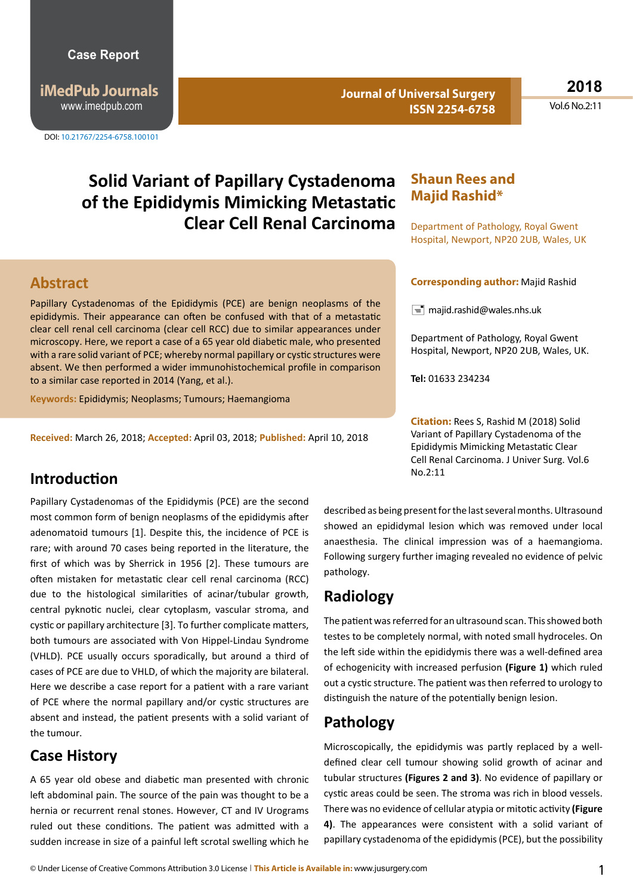Case Report

DOI: 10.21767/2254-6758.100101

# Solid Variant of Papillary Cystadenoma of the Epididymis Mimicking Metastatic Clear Cell Renal Carcinoma

**Shaun Rees and Majid Rashid***

Department of Pathology, Royal Gwent Hospital, Newport, NP20 2UB, Wales, UK

**Corresponding author:** Majid Rashid

majid.rashid@wales.nhs.uk

Department of Pathology, Royal Gwent Hospital, Newport, NP20 2UB, Wales, UK.

**Tel:** 01633 234234

**Citation:** Rees S, Rashid M (2018) Solid Variant of Papillary Cystadenoma of the Epididymis Mimicking Metastatic Clear Cell Renal Carcinoma. J Univer Surg. Vol.6 No.2:11

## Abstract

Papillary Cystadenomas of the Epididymis (PCE) are benign neoplasms of the epididymis. Their appearance can often be confused with that of a metastatic clear cell renal cell carcinoma (clear cell RCC) due to similar appearances under microscopy. Here, we report a case of a 65 year old diabetic male, who presented with a rare solid variant of PCE; whereby normal papillary or cystic structures were absent. We then performed a wider immunohistochemical profile in comparison to a similar case reported in 2014 (Yang, et al.).

**Keywords:** Epididymis; Neoplasms; Tumours; Haemangioma

**Received:** March 26, 2018; **Accepted:** April 03, 2018; **Published:** April 10, 2018

## Introduction

Papillary Cystadenomas of the Epididymis (PCE) are the second most common form of benign neoplasms of the epididymis after adenomatoid tumours [1]. Despite this, the incidence of PCE is rare; with around 70 cases being reported in the literature, the first of which was by Sherrick in 1956 [2]. These tumours are often mistaken for metastatic clear cell renal carcinoma (RCC) due to the histological similarities of acinar/tubular growth, central pyknotic nuclei, clear cytoplasm, vascular stroma, and cystic or papillary architecture [3]. To further complicate matters, both tumours are associated with Von Hippel-Lindau Syndrome (VHLD). PCE usually occurs sporadically, but around a third of cases of PCE are due to VHLD, of which the majority are bilateral. Here we describe a case report for a patient with a rare variant of PCE where the normal papillary and/or cystic structures are absent and instead, the patient presents with a solid variant of the tumour.

## Case History

A 65 year old obese and diabetic man presented with chronic left abdominal pain. The source of the pain was thought to be a hernia or recurrent renal stones. However, CT and IV Urograms ruled out these conditions. The patient was admitted with a sudden increase in size of a painful left scrotal swelling which he described as being present for the last several months. Ultrasound showed an epididymal lesion which was removed under local anaesthesia. The clinical impression was of a haemangioma. Following surgery further imaging revealed no evidence of pelvic pathology.

## Radiology

The patient was referred for an ultrasound scan. This showed both testes to be completely normal, with noted small hydroceles. On the left side within the epididymis there was a well-defined area of echogenicity with increased perfusion **(Figure 1)** which ruled out a cystic structure. The patient was then referred to urology to distinguish the nature of the potentially benign lesion.

## Pathology

Microscopically, the epididymis was partly replaced by a well-defined clear cell tumour showing solid growth of acinar and tubular structures **(Figures 2 and 3)**. No evidence of papillary or cystic areas could be seen. The stroma was rich in blood vessels. There was no evidence of cellular atypia or mitotic activity **(Figure 4)**. The appearances were consistent with a solid variant of papillary cystadenoma of the epididymis (PCE), but the possibility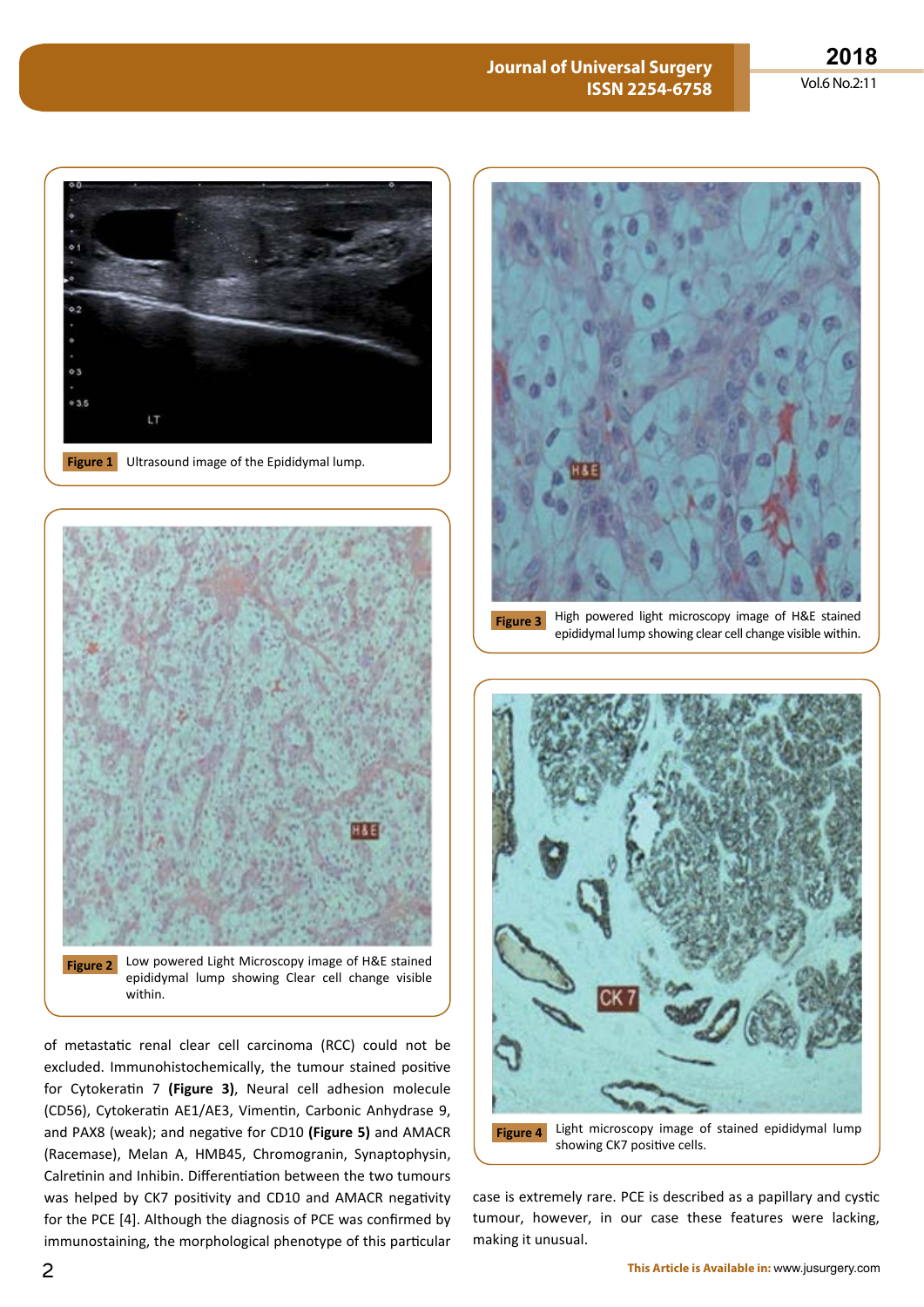Figure 1 Ultrasound image of the Epididymal lump.

Figure 2 Low powered Light Microscopy image of H&E stained epididymal lump showing Clear cell change visible within.

of metastatic renal clear cell carcinoma (RCC) could not be excluded. Immunohistochemically, the tumour stained positive for Cytokeratin 7 **(Figure 3)**, Neural cell adhesion molecule (CD56), Cytokeratin AE1/AE3, Vimentin, Carbonic Anhydrase 9, and PAX8 (weak); and negative for CD10 **(Figure 5)** and AMACR (Racemase), Melan A, HMB45, Chromogranin, Synaptophysin, Calretinin and Inhibin. Differentiation between the two tumours was helped by CK7 positivity and CD10 and AMACR negativity for the PCE [4]. Although the diagnosis of PCE was confirmed by immunostaining, the morphological phenotype of this particular case is extremely rare. PCE is described as a papillary and cystic tumour, however, in our case these features were lacking, making it unusual.

Figure 3 High powered light microscopy image of H&E stained epididymal lump showing clear cell change visible within.

Figure 4 Light microscopy image of stained epididymal lump showing CK7 positive cells.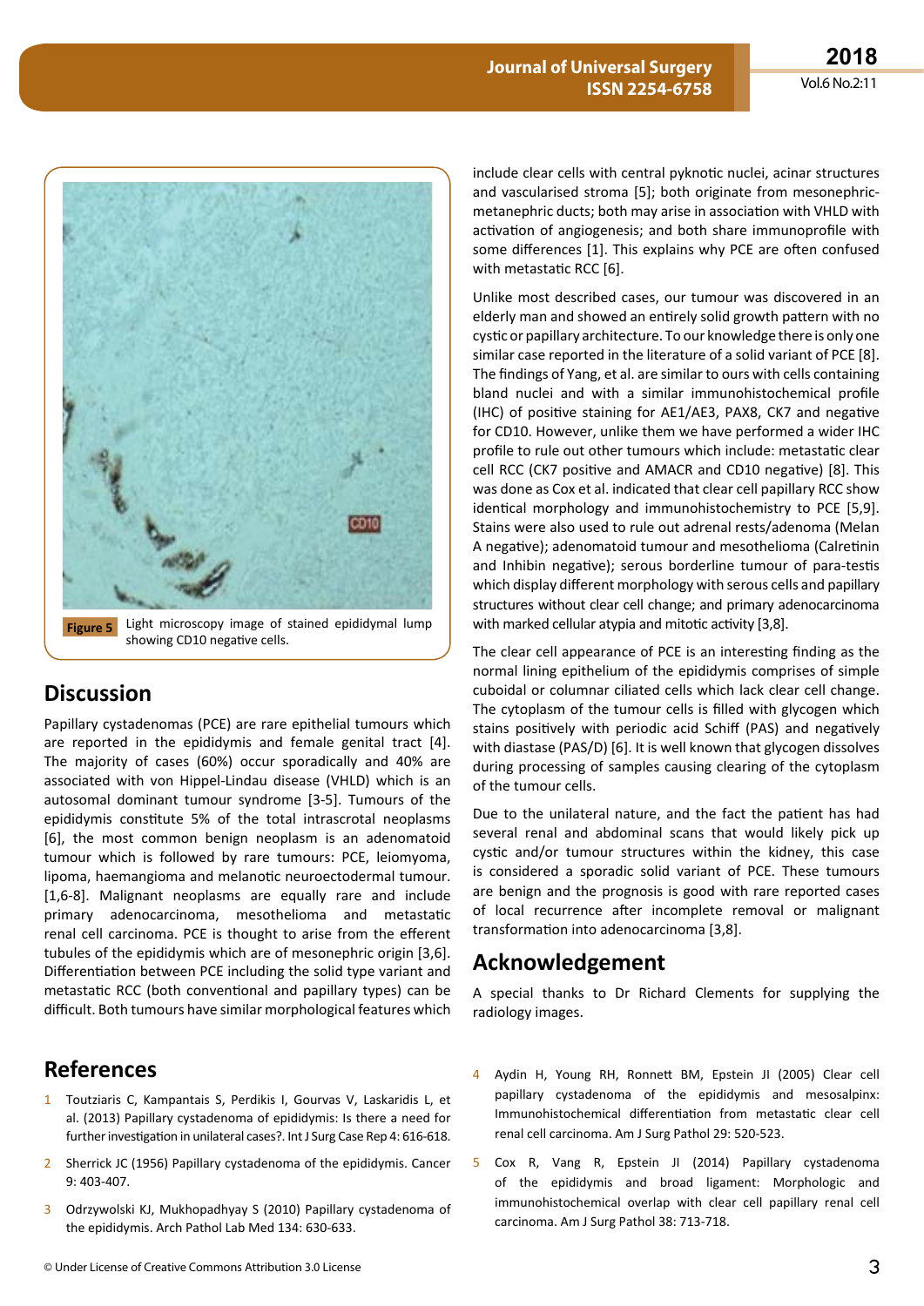Figure 5 Light microscopy image of stained epididymal lump showing CD10 negative cells.

## Discussion

Papillary cystadenomas (PCE) are rare epithelial tumours which are reported in the epididymis and female genital tract [4]. The majority of cases (60%) occur sporadically and 40% are associated with von Hippel-Lindau disease (VHLD) which is an autosomal dominant tumour syndrome [3-5]. Tumours of the epididymis constitute 5% of the total intrascrotal neoplasms [6], the most common benign neoplasm is an adenomatoid tumour which is followed by rare tumours: PCE, leiomyoma, lipoma, haemangioma and melanotic neuroectodermal tumour. [1,6-8]. Malignant neoplasms are equally rare and include primary adenocarcinoma, mesothelioma and metastatic renal cell carcinoma. PCE is thought to arise from the efferent tubules of the epididymis which are of mesonephric origin [3,6]. Differentiation between PCE including the solid type variant and metastatic RCC (both conventional and papillary types) can be difficult. Both tumours have similar morphological features which include clear cells with central pyknotic nuclei, acinar structures and vascularised stroma [5]; both originate from mesonephric-metanephric ducts; both may arise in association with VHLD with activation of angiogenesis; and both share immunoprofile with some differences [1]. This explains why PCE are often confused with metastatic RCC [6].

Unlike most described cases, our tumour was discovered in an elderly man and showed an entirely solid growth pattern with no cystic or papillary architecture. To our knowledge there is only one similar case reported in the literature of a solid variant of PCE [8]. The findings of Yang, et al. are similar to ours with cells containing bland nuclei and with a similar immunohistochemical profile (IHC) of positive staining for AE1/AE3, PAX8, CK7 and negative for CD10. However, unlike them we have performed a wider IHC profile to rule out other tumours which include: metastatic clear cell RCC (CK7 positive and AMACR and CD10 negative) [8]. This was done as Cox et al. indicated that clear cell papillary RCC show identical morphology and immunohistochemistry to PCE [5,9]. Stains were also used to rule out adrenal rests/adenoma (Melan A negative); adenomatoid tumour and mesothelioma (Calretinin and Inhibin negative); serous borderline tumour of para-testis which display different morphology with serous cells and papillary structures without clear cell change; and primary adenocarcinoma with marked cellular atypia and mitotic activity [3,8].

The clear cell appearance of PCE is an interesting finding as the normal lining epithelium of the epididymis comprises of simple cuboidal or columnar ciliated cells which lack clear cell change. The cytoplasm of the tumour cells is filled with glycogen which stains positively with periodic acid Schiff (PAS) and negatively with diastase (PAS/D) [6]. It is well known that glycogen dissolves during processing of samples causing clearing of the cytoplasm of the tumour cells.

Due to the unilateral nature, and the fact the patient has had several renal and abdominal scans that would likely pick up cystic and/or tumour structures within the kidney, this case is considered a sporadic solid variant of PCE. These tumours are benign and the prognosis is good with rare reported cases of local recurrence after incomplete removal or malignant transformation into adenocarcinoma [3,8].

## Acknowledgement

A special thanks to Dr Richard Clements for supplying the radiology images.

## References

1. Toutziaris C, Kampantais S, Perdikis I, Gourvas V, Laskaridis L, et al. (2013) Papillary cystadenoma of epididymis: Is there a need for further investigation in unilateral cases?. Int J Surg Case Rep 4: 616-618.
2. Sherrick JC (1956) Papillary cystadenoma of the epididymis. Cancer 9: 403-407.
3. Odrzywolski KJ, Mukhopadhyay S (2010) Papillary cystadenoma of the epididymis. Arch Pathol Lab Med 134: 630-633.
4. Aydin H, Young RH, Ronnett BM, Epstein JI (2005) Clear cell papillary cystadenoma of the epididymis and mesosalpinx: Immunohistochemical differentiation from metastatic clear cell renal cell carcinoma. Am J Surg Pathol 29: 520-523.
5. Cox R, Vang R, Epstein JI (2014) Papillary cystadenoma of the epididymis and broad ligament: Morphologic and immunohistochemical overlap with clear cell papillary renal cell carcinoma. Am J Surg Pathol 38: 713-718.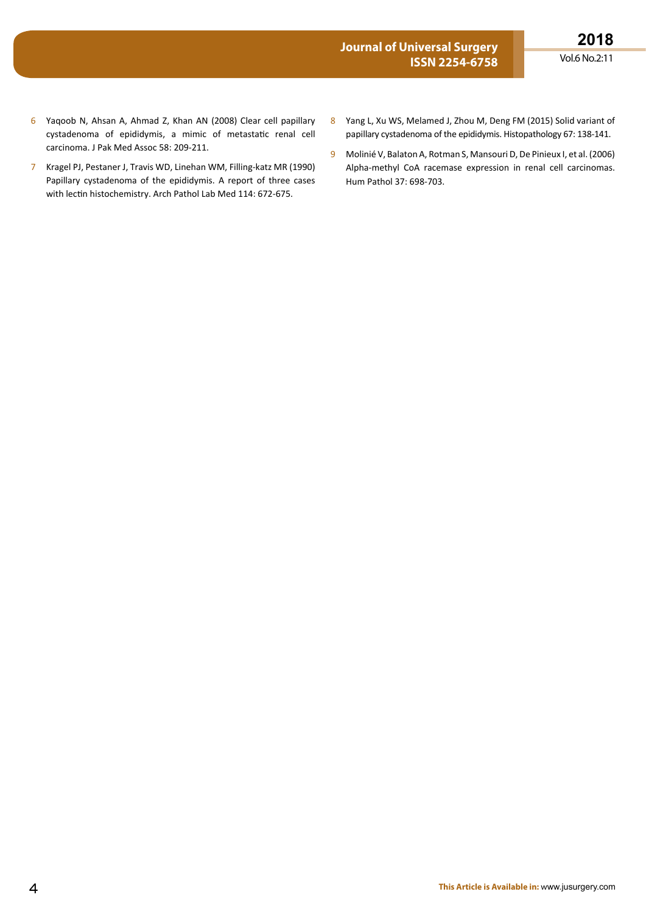6. Yaqoob N, Ahsan A, Ahmad Z, Khan AN (2008) Clear cell papillary cystadenoma of epididymis, a mimic of metastatic renal cell carcinoma. J Pak Med Assoc 58: 209-211.
7. Kragel PJ, Pestaner J, Travis WD, Linehan WM, Filling-katz MR (1990) Papillary cystadenoma of the epididymis. A report of three cases with lectin histochemistry. Arch Pathol Lab Med 114: 672-675.
8. Yang L, Xu WS, Melamed J, Zhou M, Deng FM (2015) Solid variant of papillary cystadenoma of the epididymis. Histopathology 67: 138-141.
9. Molinié V, Balaton A, Rotman S, Mansouri D, De Pinieux I, et al. (2006) Alpha-methyl CoA racemase expression in renal cell carcinomas. Hum Pathol 37: 698-703.